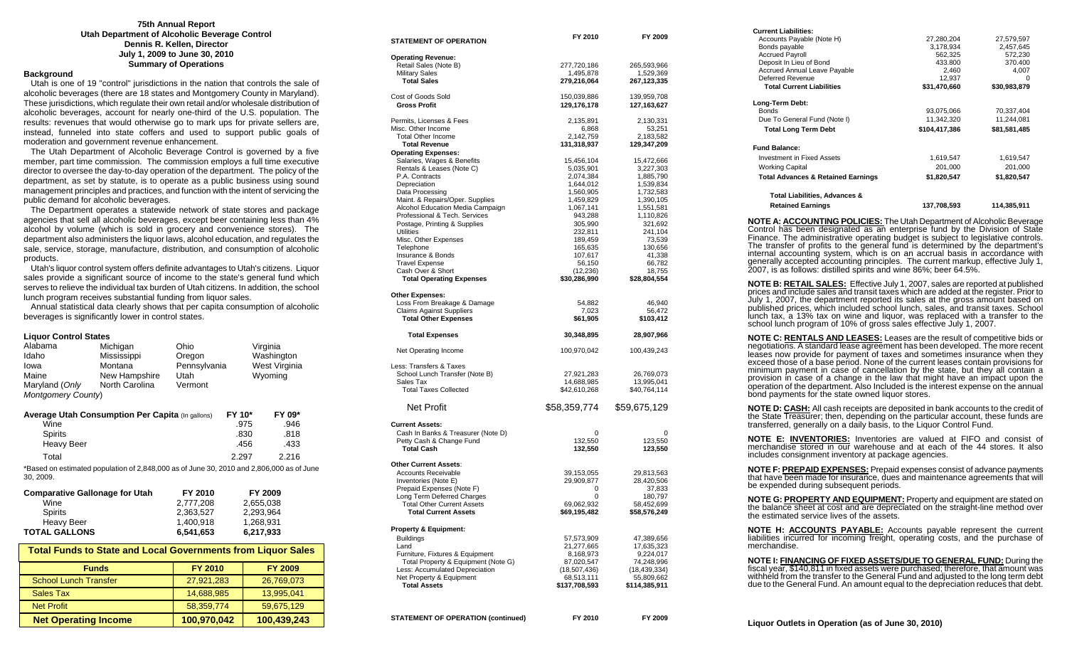# 75th Annual Report

## Utah Department of Alcoholic Beverage Control

**Dennis R. Kellen, Director**

**July 1, 2009 to June 30, 2010**

**Summary of Operations**

### Background

Utah is one of 19 "control" jurisdictions in the nation that controls the sale of alcoholic beverages (there are 18 states and Montgomery County in Maryland). These jurisdictions, which regulate their own retail and/or wholesale distribution of alcoholic beverages, account for nearly one-third of the U.S. population. The results: revenues that would otherwise go to mark ups for private sellers are, instead, funneled into state coffers and used to support public goals of moderation and government revenue enhancement.

The Utah Department of Alcoholic Beverage Control is governed by a five member, part time commission. The commission employs a full time executive director to oversee the day-to-day operation of the department. The policy of the department, as set by statute, is to operate as a public business using sound management principles and practices, and function with the intent of servicing the public demand for alcoholic beverages.

The Department operates a statewide network of state stores and package agencies that sell all alcoholic beverages, except beer containing less than 4% alcohol by volume (which is sold in grocery and convenience stores). The department also administers the liquor laws, alcohol education, and regulates the sale, service, storage, manufacture, distribution, and consumption of alcoholic products.

Utah's liquor control system offers definite advantages to Utah's citizens. Liquor sales provide a significant source of income to the state's general fund which serves to relieve the individual tax burden of Utah citizens. In addition, the school lunch program receives substantial funding from liquor sales.

Annual statistical data clearly shows that per capita consumption of alcoholic beverages is significantly lower in control states.

### Liquor Control States

| | | | |
|---|---|---|---|
| Alabama | Michigan | Ohio | Virginia |
| Idaho | Mississippi | Oregon | Washington |
| Iowa | Montana | Pennsylvania | West Virginia |
| Maine | New Hampshire | Utah | Wyoming |
| Maryland (*Only Montgomery County*) | North Carolina | Vermont | |

| Average Utah Consumption Per Capita (In gallons) | FY 10* | FY 09* |
|---|---|---|
| Wine | .975 | .946 |
| Spirits | .830 | .818 |
| Heavy Beer | .456 | .433 |
| Total | 2.297 | 2.216 |

*Based on estimated population of 2,848,000 as of June 30, 2010 and 2,806,000 as of June 30, 2009.

| Comparative Gallonage for Utah | FY 2010 | FY 2009 |
|---|---|---|
| Wine | 2,777,208 | 2,655,038 |
| Spirits | 2,363,527 | 2,293,964 |
| Heavy Beer | 1,400,918 | 1,268,931 |
| **TOTAL GALLONS** | **6,541,653** | **6,217,933** |

**Total Funds to State and Local Governments from Liquor Sales**

| Funds | FY 2010 | FY 2009 |
|---|---|---|
| School Lunch Transfer | 27,921,283 | 26,769,073 |
| Sales Tax | 14,688,985 | 13,995,041 |
| Net Profit | 58,359,774 | 59,675,129 |
| **Net Operating Income** | **100,970,042** | **100,439,243** |

| STATEMENT OF OPERATION | FY 2010 | FY 2009 |
|---|---|---|
| **Operating Revenue:** | | |
| Retail Sales (Note B) | 277,720,186 | 265,593,966 |
| Military Sales | 1,495,878 | 1,529,369 |
| **Total Sales** | **279,216,064** | **267,123,335** |
| Cost of Goods Sold | 150,039,886 | 139,959,708 |
| **Gross Profit** | **129,176,178** | **127,163,627** |
| Permits, Licenses & Fees | 2,135,891 | 2,130,331 |
| Misc. Other Income | 6,868 | 53,251 |
| Total Other Income | 2,142,759 | 2,183,582 |
| **Total Revenue** | **131,318,937** | **129,347,209** |
| **Operating Expenses:** | | |
| Salaries, Wages & Benefits | 15,456,104 | 15,472,666 |
| Rentals & Leases (Note C) | 5,035,901 | 3,227,303 |
| P.A. Contracts | 2,074,384 | 1,885,790 |
| Depreciation | 1,644,012 | 1,539,834 |
| Data Processing | 1,560,905 | 1,732,583 |
| Maint. & Repairs/Oper. Supplies | 1,459,829 | 1,390,105 |
| Alcohol Education Media Campaign | 1,067,141 | 1,551,581 |
| Professional & Tech. Services | 943,288 | 1,110,826 |
| Postage, Printing & Supplies | 305,990 | 321,692 |
| Utilities | 232,811 | 241,104 |
| Misc. Other Expenses | 189,459 | 73,539 |
| Telephone | 165,635 | 130,656 |
| Insurance & Bonds | 107,617 | 41,338 |
| Travel Expense | 56,150 | 66,782 |
| Cash Over & Short | (12,236) | 18,755 |
| **Total Operating Expenses** | **$30,286,990** | **$28,804,554** |
| **Other Expenses:** | | |
| Loss From Breakage & Damage | 54,882 | 46,940 |
| Claims Against Suppliers | 7,023 | 56,472 |
| **Total Other Expenses** | **$61,905** | **$103,412** |
| **Total Expenses** | **30,348,895** | **28,907,966** |
| Net Operating Income | 100,970,042 | 100,439,243 |
| Less: Transfers & Taxes | | |
| School Lunch Transfer (Note B) | 27,921,283 | 26,769,073 |
| Sales Tax | 14,688,985 | 13,995,041 |
| Total Taxes Collected | $42,610,268 | $40,764,114 |
| Net Profit | $58,359,774 | $59,675,129 |
| **Current Assets:** | | |
| Cash In Banks & Treasurer (Note D) | 0 | 0 |
| Petty Cash & Change Fund | 132,550 | 123,550 |
| **Total Cash** | **132,550** | **123,550** |
| **Other Current Assets:** | | |
| Accounts Receivable | 39,153,055 | 29,813,563 |
| Inventories (Note E) | 29,909,877 | 28,420,506 |
| Prepaid Expenses (Note F) | 0 | 37,833 |
| Long Term Deferred Charges | 0 | 180,797 |
| Total Other Current Assets | 69,062,932 | 58,452,699 |
| **Total Current Assets** | **$69,195,482** | **$58,576,249** |
| **Property & Equipment:** | | |
| Buildings | 57,573,909 | 47,389,656 |
| Land | 21,277,665 | 17,635,323 |
| Furniture, Fixtures & Equipment | 8,168,973 | 9,224,017 |
| Total Property & Equipment (Note G) | 87,020,547 | 74,248,996 |
| Less: Accumulated Depreciation | (18,507,436) | (18,439,334) |
| Net Property & Equipment | 68,513,111 | 55,809,662 |
| **Total Assets** | **$137,708,593** | **$114,385,911** |

| STATEMENT OF OPERATION (continued) | FY 2010 | FY 2009 |
|---|---|---|
| **Current Liabilities:** | | |
| Accounts Payable (Note H) | 27,280,204 | 27,579,597 |
| Bonds payable | 3,178,934 | 2,457,645 |
| Accrued Payroll | 562,325 | 572,230 |
| Deposit In Lieu of Bond | 433,800 | 370,400 |
| Accrued Annual Leave Payable | 2,460 | 4,007 |
| Deferred Revenue | 12,937 | 0 |
| **Total Current Liabilities** | **$31,470,660** | **$30,983,879** |
| **Long-Term Debt:** | | |
| Bonds | 93,075,066 | 70,337,404 |
| Due To General Fund (Note I) | 11,342,320 | 11,244,081 |
| **Total Long Term Debt** | **$104,417,386** | **$81,581,485** |
| **Fund Balance:** | | |
| Investment in Fixed Assets | 1,619,547 | 1,619,547 |
| Working Capital | 201,000 | 201,000 |
| **Total Advances & Retained Earnings** | **$1,820,547** | **$1,820,547** |
| **Total Liabilities, Advances & Retained Earnings** | **137,708,593** | **114,385,911** |

**NOTE A: ACCOUNTING POLICIES:** The Utah Department of Alcoholic Beverage Control has been designated as an enterprise fund by the Division of State Finance. The administrative operating budget is subject to legislative controls. The transfer of profits to the general fund is determined by the department's internal accounting system, which is on an accrual basis in accordance with generally accepted accounting principles. The current markup, effective July 1, 2007, is as follows: distilled spirits and wine 86%; beer 64.5%.

**NOTE B: RETAIL SALES:** Effective July 1, 2007, sales are reported at published prices and include sales and transit taxes which are added at the register. Prior to July 1, 2007, the department reported its sales at the gross amount based on published prices, which included school lunch, sales, and transit taxes. School lunch tax, a 13% tax on wine and liquor, was replaced with a transfer to the school lunch program of 10% of gross sales effective July 1, 2007.

**NOTE C: RENTALS AND LEASES:** Leases are the result of competitive bids or negotiations. A standard lease agreement has been developed. The more recent leases now provide for payment of taxes and sometimes insurance when they exceed those of a base period. None of the current leases contain provisions for minimum payment in case of cancellation by the state, but they all contain a provision in case of a change in the law that might have an impact upon the operation of the department. Also Included is the interest expense on the annual bond payments for the state owned liquor stores.

**NOTE D: CASH:** All cash receipts are deposited in bank accounts to the credit of the State Treasurer; then, depending on the particular account, these funds are transferred, generally on a daily basis, to the Liquor Control Fund.

**NOTE E: INVENTORIES:** Inventories are valued at FIFO and consist of merchandise stored in our warehouse and at each of the 44 stores. It also includes consignment inventory at package agencies.

**NOTE F: PREPAID EXPENSES:** Prepaid expenses consist of advance payments that have been made for insurance, dues and maintenance agreements that will be expended during subsequent periods.

**NOTE G: PROPERTY AND EQUIPMENT:** Property and equipment are stated on the balance sheet at cost and are depreciated on the straight-line method over the estimated service lives of the assets.

**NOTE H: ACCOUNTS PAYABLE:** Accounts payable represent the current liabilities incurred for incoming freight, operating costs, and the purchase of merchandise.

**NOTE I: FINANCING OF FIXED ASSETS/DUE TO GENERAL FUND:** During the fiscal year, $140,811 in fixed assets were purchased; therefore, that amount was withheld from the transfer to the General Fund and adjusted to the long term debt due to the General Fund. An amount equal to the depreciation reduces that debt.

**Liquor Outlets in Operation (as of June 30, 2010)**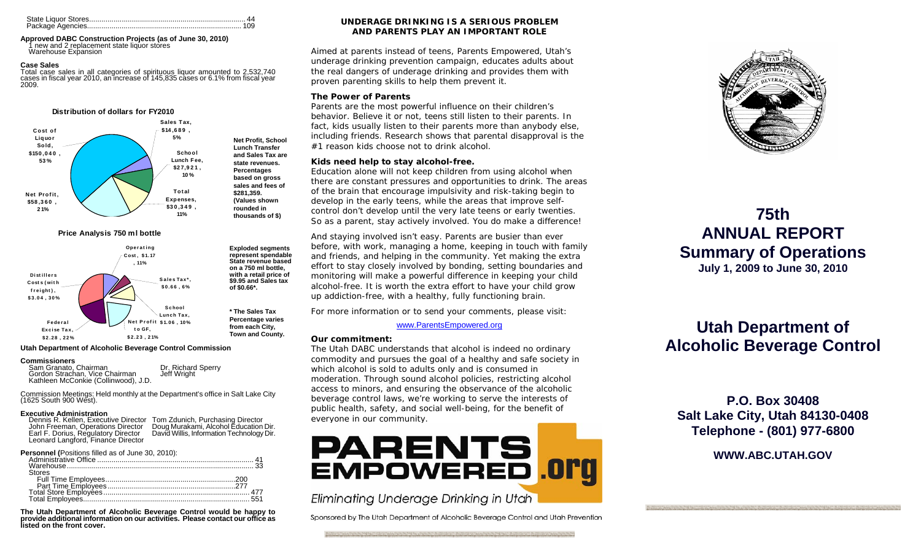State Liquor Stores........................................................................ 44
Package Agencies........................................................................ 109

**Approved DABC Construction Projects (as of June 30, 2010)**
1 new and 2 replacement state liquor stores
Warehouse Expansion

**Case Sales**
Total case sales in all categories of spirituous liquor amounted to 2,532,740 cases in fiscal year 2010, an increase of 145,835 cases or 6.1% from fiscal year 2009.

**Distribution of dollars for FY2010**

Cost of Liquor Sold, $150,040 , 53%
Sales Tax, $14,689 , 5%
School Lunch Fee, $27,921 , 10%
Total Expenses, $30,349 , 11%
Net Profit, $58,360 , 21%

**Net Profit, School Lunch Transfer and Sales Tax are state revenues. Percentages based on gross sales and fees of $281,359. (Values shown rounded in thousands of $)**

**Price Analysis 750 ml bottle**

Operating Cost, $1.17 , 11%
Sales Tax*, $0.66 , 6%
School Lunch Tax, $1.06 , 10%
Net Profit to GF, $2.23 , 21%
Federal Excise Tax, $2.28 , 22%
Distillers Costs (with freight), $3.04 , 30%

**Exploded segments represent spendable State revenue based on a 750 ml bottle, with a retail price of $9.95 and Sales tax of $0.66*.**

*** The Sales Tax Percentage varies from each City, Town and County.**

**Utah Department of Alcoholic Beverage Control Commission**

**Commissioners**
Sam Granato, Chairman
Gordon Strachan, Vice Chairman
Kathleen McConkie (Collinwood), J.D.
Dr. Richard Sperry
Jeff Wright

Commission Meetings: Held monthly at the Department's office in Salt Lake City (1625 South 900 West).

**Executive Administration**
Dennis R. Kellen, Executive Director
John Freeman, Operations Director
Earl F. Dorius, Regulatory Director
Leonard Langford, Finance Director
Tom Zdunich, Purchasing Director
Doug Murakami, Alcohol Education Dir.
David Willis, Information Technology Dir.

**Personnel (**Positions filled as of June 30, 2010):
Administrative Office........................................................................ 41
Warehouse........................................................................ 33
Stores
Full Time Employees........................................................................200
Part Time Employees........................................................................277
Total Store Employees........................................................................ 477
Total Employees........................................................................ 551

**The Utah Department of Alcoholic Beverage Control would be happy to provide additional information on our activities. Please contact our office as listed on the front cover.**

## UNDERAGE DRINKING IS A SERIOUS PROBLEM AND PARENTS PLAY AN IMPORTANT ROLE

Aimed at parents instead of teens, Parents Empowered, Utah's underage drinking prevention campaign, educates adults about the real dangers of underage drinking and provides them with proven parenting skills to help them prevent it.

### The Power of Parents

Parents are the most powerful influence on their children's behavior. Believe it or not, teens still listen to their parents. In fact, kids usually listen to their parents more than anybody else, including friends. Research shows that parental disapproval is the #1 reason kids choose not to drink alcohol.

### Kids need help to stay alcohol-free.

Education alone will not keep children from using alcohol when there are constant pressures and opportunities to drink. The areas of the brain that encourage impulsivity and risk-taking begin to develop in the early teens, while the areas that improve self-control don't develop until the very late teens or early twenties. So as a parent, stay actively involved. You do make a difference!

And staying involved isn't easy. Parents are busier than ever before, with work, managing a home, keeping in touch with family and friends, and helping in the community. Yet making the extra effort to stay closely involved by bonding, setting boundaries and monitoring will make a powerful difference in keeping your child alcohol-free. It is worth the extra effort to have your child grow up addiction-free, with a healthy, fully functioning brain.

For more information or to send your comments, please visit:

www.ParentsEmpowered.org

### Our commitment:

The Utah DABC understands that alcohol is indeed no ordinary commodity and pursues the goal of a healthy and safe society in which alcohol is sold to adults only and is consumed in moderation. Through sound alcohol policies, restricting alcohol access to minors, and ensuring the observance of the alcoholic beverage control laws, we're working to serve the interests of public health, safety, and social well-being, for the benefit of everyone in our community.

PARENTS EMPOWERED .org

Eliminating Underage Drinking in Utah

Sponsored by The Utah Department of Alcoholic Beverage Control and Utah Prevention

UTAH DEPARTMENT OF ALCOHOLIC BEVERAGE CONTROL

# 75th ANNUAL REPORT Summary of Operations

**July 1, 2009 to June 30, 2010**

# Utah Department of Alcoholic Beverage Control

**P.O. Box 30408**
**Salt Lake City, Utah 84130-0408**
**Telephone - (801) 977-6800**

**WWW.ABC.UTAH.GOV**